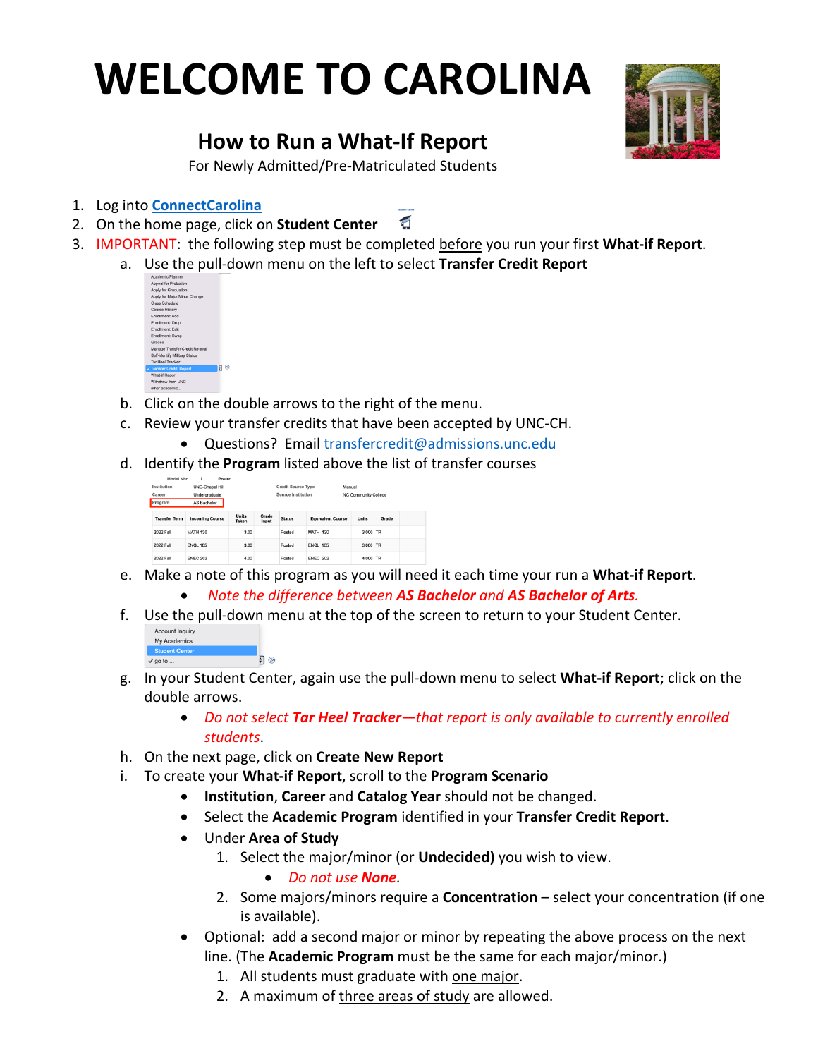# WELCOME TO CAROLINA

## How to Run a What-If Report

For Newly Admitted/Pre-Matriculated Students

1. Log into [ConnectCarolina]()
2. On the home page, click on **Student Center**
3. IMPORTANT: the following step must be completed before you run your first **What-if Report**.
   a. Use the pull-down menu on the left to select **Transfer Credit Report**
   b. Click on the double arrows to the right of the menu.
   c. Review your transfer credits that have been accepted by UNC-CH.
      - Questions? Email transfercredit@admissions.unc.edu
   d. Identify the **Program** listed above the list of transfer courses
   e. Make a note of this program as you will need it each time your run a **What-if Report**.
      - *Note the difference between **AS Bachelor** and **AS Bachelor of Arts**.*
   f. Use the pull-down menu at the top of the screen to return to your Student Center.
   g. In your Student Center, again use the pull-down menu to select **What-if Report**; click on the double arrows.
      - *Do not select **Tar Heel Tracker**—that report is only available to currently enrolled students*.
   h. On the next page, click on **Create New Report**
   i. To create your **What-if Report**, scroll to the **Program Scenario**
      - **Institution**, **Career** and **Catalog Year** should not be changed.
      - Select the **Academic Program** identified in your **Transfer Credit Report**.
      - Under **Area of Study**
        1. Select the major/minor (or **Undecided)** you wish to view.
           - *Do not use **None**.*
        2. Some majors/minors require a **Concentration** – select your concentration (if one is available).
      - Optional: add a second major or minor by repeating the above process on the next line. (The **Academic Program** must be the same for each major/minor.)
        1. All students must graduate with one major.
        2. A maximum of three areas of study are allowed.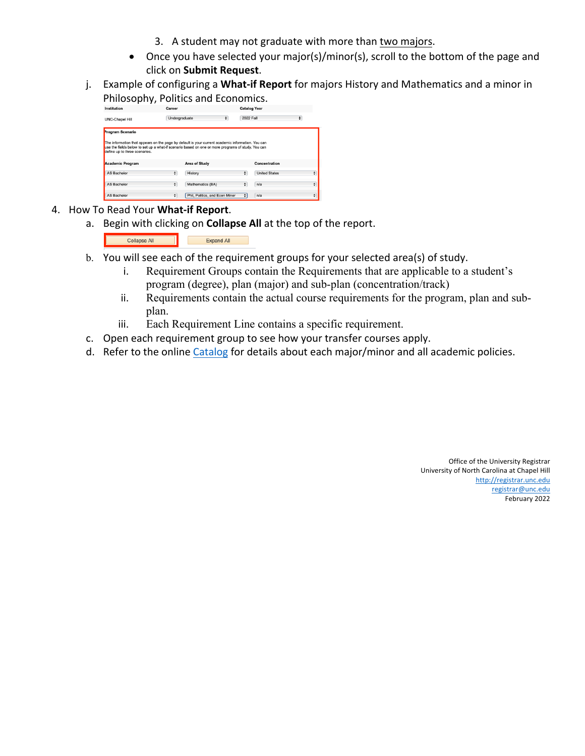3. A student may not graduate with more than two majors.

- Once you have selected your major(s)/minor(s), scroll to the bottom of the page and click on **Submit Request**.

j. Example of configuring a **What-if Report** for majors History and Mathematics and a minor in Philosophy, Politics and Economics.

| Institution | Career | Catalog Year |
|---|---|---|
| UNC-Chapel Hill | Undergraduate | 2022 Fall |

Program Scenario

The information that appears on the page by default is your current academic information. You can use the fields below to set up a what-if scenario based on one or more programs of study. You can define up to three scenarios.

| Academic Program | Area of Study | Concentration |
|---|---|---|
| AS Bachelor | History | United States |
| AS Bachelor | Mathematics (BA) | n/a |
| AS Bachelor | Phil, Politics, and Econ Minor | n/a |

4. How To Read Your **What-if Report**.

   a. Begin with clicking on **Collapse All** at the top of the report.

   Collapse All | Expand All

   b. You will see each of the requirement groups for your selected area(s) of study.

      i. Requirement Groups contain the Requirements that are applicable to a student's program (degree), plan (major) and sub-plan (concentration/track)

      ii. Requirements contain the actual course requirements for the program, plan and sub-plan.

      iii. Each Requirement Line contains a specific requirement.

   c. Open each requirement group to see how your transfer courses apply.

   d. Refer to the online Catalog for details about each major/minor and all academic policies.

Office of the University Registrar
University of North Carolina at Chapel Hill
http://registrar.unc.edu
registrar@unc.edu
February 2022